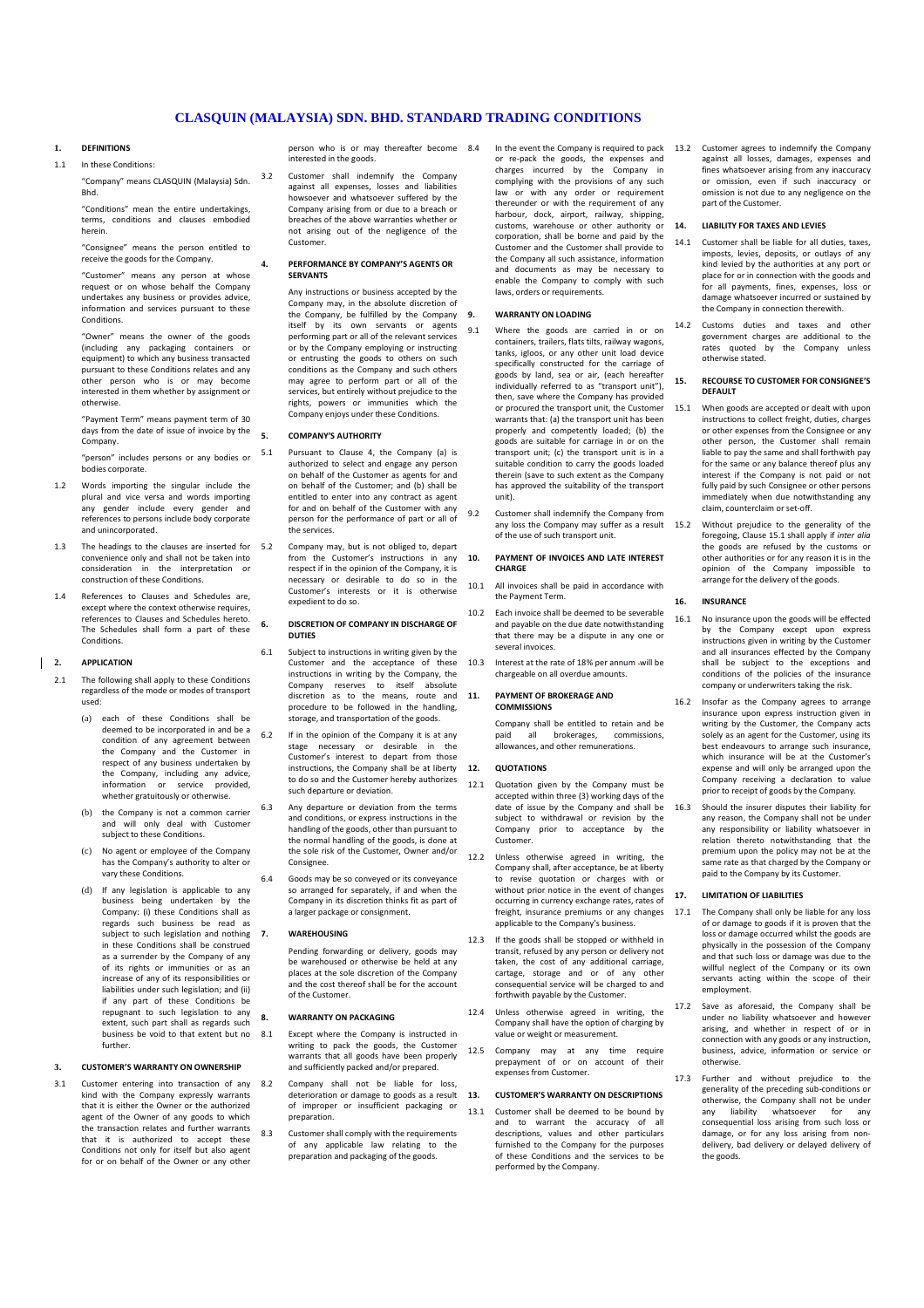# CLASQUIN (MALAYSIA) SDN. BHD. STANDARD TRADING CONDITIONS

## 1. DEFINITIONS

1.1 In these Conditions:

"Company" means CLASQUIN (Malaysia) Sdn. Bhd.

"Conditions" mean the entire undertakings, terms, conditions and clauses embodied herein.

"Consignee" means the person entitled to receive the goods for the Company.

"Customer" means any person at whose request or on whose behalf the Company undertakes any business or provides advice, information and services pursuant to these Conditions.

"Owner" means the owner of the goods (including any packaging containers or equipment) to which any business transacted pursuant to these Conditions relates and any other person who is or may become interested in them whether by assignment or otherwise.

"Payment Term" means payment term of 30 days from the date of issue of invoice by the Company.

"person" includes persons or any bodies or bodies corporate.

1.2 Words importing the singular include the plural and vice versa and words importing any gender include every gender and references to persons include body corporate and unincorporated.

1.3 The headings to the clauses are inserted for convenience only and shall not be taken into consideration in the interpretation or construction of these Conditions.

1.4 References to Clauses and Schedules are, except where the context otherwise requires, references to Clauses and Schedules hereto. The Schedules shall form a part of these Conditions.

## 2. APPLICATION

2.1 The following shall apply to these Conditions regardless of the mode or modes of transport used:

(a) each of these Conditions shall be deemed to be incorporated in and be a condition of any agreement between the Company and the Customer in respect of any business undertaken by the Company, including any advice, information or service provided, whether gratuitously or otherwise.

(b) the Company is not a common carrier and will only deal with Customer subject to these Conditions.

(c) No agent or employee of the Company has the Company's authority to alter or vary these Conditions.

(d) If any legislation is applicable to any business being undertaken by the Company: (i) these Conditions shall as regards such business be read as subject to such legislation and nothing in these Conditions shall be construed as a surrender by the Company of any of its rights or immunities or as an increase of any of its responsibilities or liabilities under such legislation; and (ii) if any part of these Conditions be repugnant to such legislation to any extent, such part shall as regards such business be void to that extent but no further.

## 3. CUSTOMER'S WARRANTY ON OWNERSHIP

3.1 Customer entering into transaction of any kind with the Company expressly warrants that it is either the Owner or the authorized agent of the Owner of any goods to which the transaction relates and further warrants that it is authorized to accept these Conditions not only for itself but also agent for or on behalf of the Owner or any other person who is or may thereafter become interested in the goods.

3.2 Customer shall indemnify the Company against all expenses, losses and liabilities howsoever and whatsoever suffered by the Company arising from or due to a breach or breaches of the above warranties whether or not arising out of the negligence of the Customer.

## 4. PERFORMANCE BY COMPANY'S AGENTS OR SERVANTS

Any instructions or business accepted by the Company may, in the absolute discretion of the Company, be fulfilled by the Company itself by its own servants or agents performing part or all of the relevant services or by the Company employing or instructing or entrusting the goods to others on such conditions as the Company and such others may agree to perform part or all of the services, but entirely without prejudice to the rights, powers or immunities which the Company enjoys under these Conditions.

## 5. COMPANY'S AUTHORITY

5.1 Pursuant to Clause 4, the Company (a) is authorized to select and engage any person on behalf of the Customer as agents for and on behalf of the Customer; and (b) shall be entitled to enter into any contract as agent for and on behalf of the Customer with any person for the performance of part or all of the services.

5.2 Company may, but is not obliged to, depart from the Customer's instructions in any respect if in the opinion of the Company, it is necessary or desirable to do so in the Customer's interests or it is otherwise expedient to do so.

## 6. DISCRETION OF COMPANY IN DISCHARGE OF DUTIES

6.1 Subject to instructions in writing given by the Customer and the acceptance of these instructions in writing by the Company, the Company reserves to itself absolute discretion as to the means, route and procedure to be followed in the handling, storage, and transportation of the goods.

6.2 If in the opinion of the Company it is at any stage necessary or desirable in the Customer's interest to depart from those instructions, the Company shall be at liberty to do so and the Customer hereby authorizes such departure or deviation.

6.3 Any departure or deviation from the terms and conditions, or express instructions in the handling of the goods, other than pursuant to the normal handling of the goods, is done at the sole risk of the Customer, Owner and/or Consignee.

6.4 Goods may be so conveyed or its conveyance so arranged for separately, if and when the Company in its discretion thinks fit as part of a larger package or consignment.

## 7. WAREHOUSING

Pending forwarding or delivery, goods may be warehoused or otherwise be held at any places at the sole discretion of the Company and the cost thereof shall be for the account of the Customer.

## 8. WARRANTY ON PACKAGING

8.1 Except where the Company is instructed in writing to pack the goods, the Customer warrants that all goods have been properly and sufficiently packed and/or prepared.

8.2 Company shall not be liable for loss, deterioration or damage to goods as a result of improper or insufficient packaging or preparation.

8.3 Customer shall comply with the requirements of any applicable law relating to the preparation and packaging of the goods.

8.4 In the event the Company is required to pack or re-pack the goods, the expenses and charges incurred by the Company in complying with the provisions of any such law or with any order or requirement thereunder or with the requirement of any harbour, dock, airport, railway, shipping, customs, warehouse or other authority or corporation, shall be borne and paid by the Customer and the Customer shall provide to the Company all such assistance, information and documents as may be necessary to enable the Company to comply with such laws, orders or requirements.

## 9. WARRANTY ON LOADING

9.1 Where the goods are carried in or on containers, trailers, flats tilts, railway wagons, tanks, igloos, or any other unit load device specifically constructed for the carriage of goods by land, sea or air, (each hereafter individually referred to as "transport unit"), then, save where the Company has provided or procured the transport unit, the Customer warrants that: (a) the transport unit has been properly and competently loaded; (b) the goods are suitable for carriage in or on the transport unit; (c) the transport unit is in a suitable condition to carry the goods loaded therein (save to such extent as the Company has approved the suitability of the transport unit).

9.2 Customer shall indemnify the Company from any loss the Company may suffer as a result of the use of such transport unit.

## 10. PAYMENT OF INVOICES AND LATE INTEREST CHARGE

10.1 All invoices shall be paid in accordance with the Payment Term.

10.2 Each invoice shall be deemed to be severable and payable on the due date notwithstanding that there may be a dispute in any one or several invoices.

10.3 Interest at the rate of 18% per annum will be chargeable on all overdue amounts.

## 11. PAYMENT OF BROKERAGE AND COMMISSIONS

Company shall be entitled to retain and be paid all brokerages, commissions, allowances, and other remunerations.

## 12. QUOTATIONS

12.1 Quotation given by the Company must be accepted within three (3) working days of the date of issue by the Company and shall be subject to withdrawal or revision by the Company prior to acceptance by the Customer.

12.2 Unless otherwise agreed in writing, the Company shall, after acceptance, be at liberty to revise quotation or charges with or without prior notice in the event of changes occurring in currency exchange rates, rates of freight, insurance premiums or any changes applicable to the Company's business.

12.3 If the goods shall be stopped or withheld in transit, refused by any person or delivery not taken, the cost of any additional carriage, cartage, storage and or of any other consequential service will be charged to and forthwith payable by the Customer.

12.4 Unless otherwise agreed in writing, the Company shall have the option of charging by value or weight or measurement.

12.5 Company may at any time require prepayment of or on account of their expenses from Customer.

## 13. CUSTOMER'S WARRANTY ON DESCRIPTIONS

13.1 Customer shall be deemed to be bound by and to warrant the accuracy of all descriptions, values and other particulars furnished to the Company for the purposes of these Conditions and the services to be performed by the Company.

13.2 Customer agrees to indemnify the Company against all losses, damages, expenses and fines whatsoever arising from any inaccuracy or omission, even if such inaccuracy or omission is not due to any negligence on the part of the Customer.

## 14. LIABILITY FOR TAXES AND LEVIES

14.1 Customer shall be liable for all duties, taxes, imposts, levies, deposits, or outlays of any kind levied by the authorities at any port or place for or in connection with the goods and for all payments, fines, expenses, loss or damage whatsoever incurred or sustained by the Company in connection therewith.

14.2 Customs duties and taxes and other government charges are additional to the rates quoted by the Company unless otherwise stated.

## 15. RECOURSE TO CUSTOMER FOR CONSIGNEE'S DEFAULT

15.1 When goods are accepted or dealt with upon instructions to collect freight, duties, charges or other expenses from the Consignee or any other person, the Customer shall remain liable to pay the same and shall forthwith pay for the same or any balance thereof plus any interest if the Company is not paid or not fully paid by such Consignee or other persons immediately when due notwithstanding any claim, counterclaim or set-off.

15.2 Without prejudice to the generality of the foregoing, Clause 15.1 shall apply if *inter alia* the goods are refused by the customs or other authorities or for any reason it is in the opinion of the Company impossible to arrange for the delivery of the goods.

## 16. INSURANCE

16.1 No insurance upon the goods will be effected by the Company except upon express instructions given in writing by the Customer and all insurances effected by the Company shall be subject to the exceptions and conditions of the policies of the insurance company or underwriters taking the risk.

16.2 Insofar as the Company agrees to arrange insurance upon express instruction given in writing by the Customer, the Company acts solely as an agent for the Customer, using its best endeavours to arrange such insurance, which insurance will be at the Customer's expense and will only be arranged upon the Company receiving a declaration to value prior to receipt of goods by the Company.

16.3 Should the insurer disputes their liability for any reason, the Company shall not be under any responsibility or liability whatsoever in relation thereto notwithstanding that the premium upon the policy may not be at the same rate as that charged by the Company or paid to the Company by its Customer.

## 17. LIMITATION OF LIABILITIES

17.1 The Company shall only be liable for any loss of or damage to goods if it is proven that the loss or damage occurred whilst the goods are physically in the possession of the Company and that such loss or damage was due to the willful neglect of the Company or its own servants acting within the scope of their employment.

17.2 Save as aforesaid, the Company shall be under no liability whatsoever and however arising, and whether in respect of or in connection with any goods or any instruction, business, advice, information or service or otherwise.

17.3 Further and without prejudice to the generality of the preceding sub-conditions or otherwise, the Company shall not be under any liability whatsoever for any consequential loss arising from such loss or damage, or for any loss arising from non-delivery, bad delivery or delayed delivery of the goods.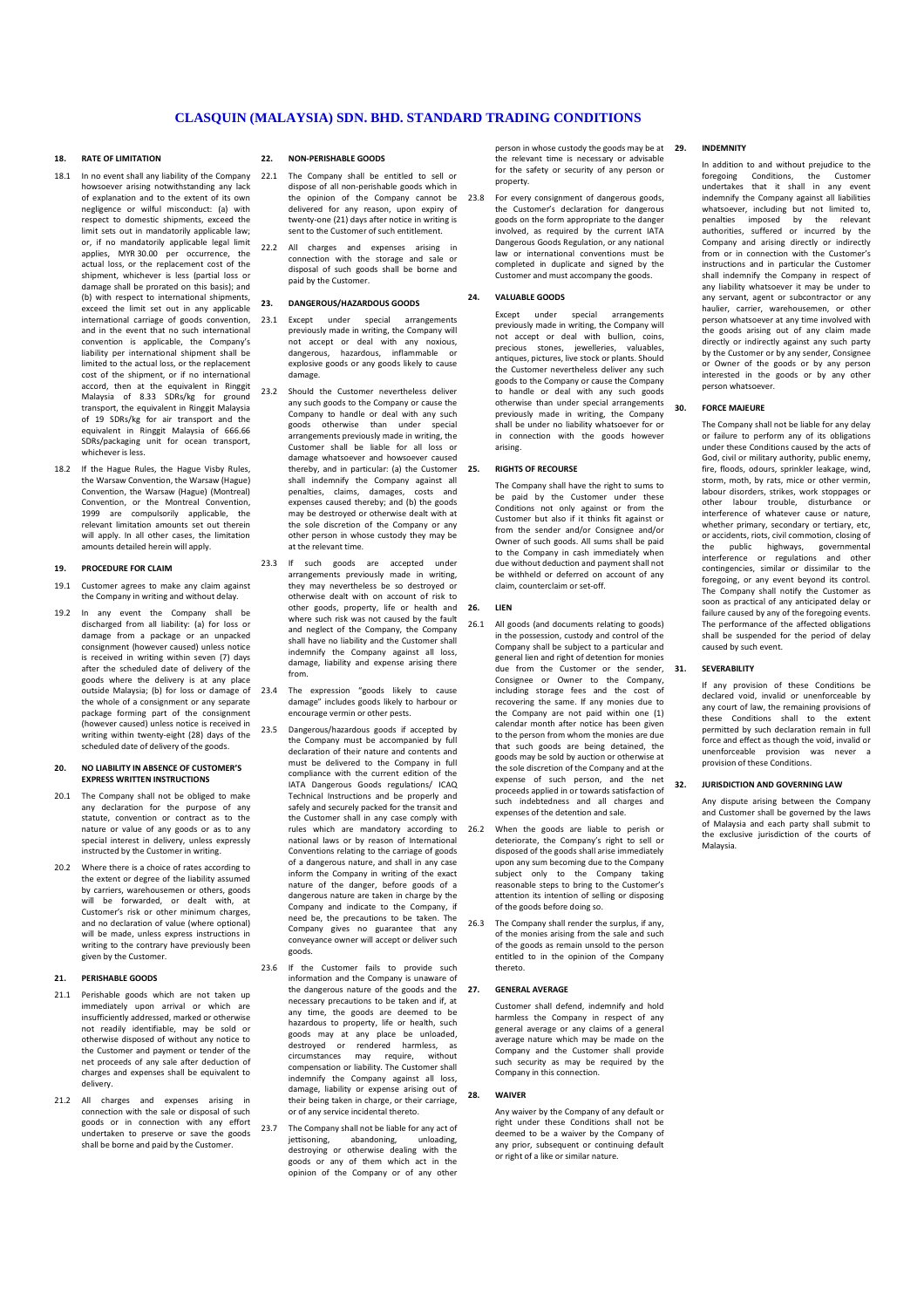# CLASQUIN (MALAYSIA) SDN. BHD. STANDARD TRADING CONDITIONS

## 18. RATE OF LIMITATION

18.1 In no event shall any liability of the Company howsoever arising notwithstanding any lack of explanation and to the extent of its own negligence or wilful misconduct: (a) with respect to domestic shipments, exceed the limit sets out in mandatorily applicable law; or, if no mandatorily applicable legal limit applies, MYR 30.00 per occurrence, the actual loss, or the replacement cost of the shipment, whichever is less (partial loss or damage shall be prorated on this basis); and (b) with respect to international shipments, exceed the limit set out in any applicable international carriage of goods convention, and in the event that no such international convention is applicable, the Company's liability per international shipment shall be limited to the actual loss, or the replacement cost of the shipment, or if no international accord, then at the equivalent in Ringgit Malaysia of 8.33 SDRs/kg for ground transport, the equivalent in Ringgit Malaysia of 19 SDRs/kg for air transport and the equivalent in Ringgit Malaysia of 666.66 SDRs/packaging unit for ocean transport, whichever is less.

18.2 If the Hague Rules, the Hague Visby Rules, the Warsaw Convention, the Warsaw (Hague) Convention, the Warsaw (Hague) (Montreal) Convention, or the Montreal Convention, 1999 are compulsorily applicable, the relevant limitation amounts set out therein will apply. In all other cases, the limitation amounts detailed herein will apply.

## 19. PROCEDURE FOR CLAIM

19.1 Customer agrees to make any claim against the Company in writing and without delay.

19.2 In any event the Company shall be discharged from all liability: (a) for loss or damage from a package or an unpacked consignment (however caused) unless notice is received in writing within seven (7) days after the scheduled date of delivery of the goods where the delivery is at any place outside Malaysia; (b) for loss or damage of the whole of a consignment or any separate package forming part of the consignment (however caused) unless notice is received in writing within twenty-eight (28) days of the scheduled date of delivery of the goods.

## 20. NO LIABILITY IN ABSENCE OF CUSTOMER'S EXPRESS WRITTEN INSTRUCTIONS

20.1 The Company shall not be obliged to make any declaration for the purpose of any statute, convention or contract as to the nature or value of any goods or as to any special interest in delivery, unless expressly instructed by the Customer in writing.

20.2 Where there is a choice of rates according to the extent or degree of the liability assumed by carriers, warehousemen or others, goods will be forwarded, or dealt with, at Customer's risk or other minimum charges, and no declaration of value (where optional) will be made, unless express instructions in writing to the contrary have previously been given by the Customer.

## 21. PERISHABLE GOODS

21.1 Perishable goods which are not taken up immediately upon arrival or which are insufficiently addressed, marked or otherwise not readily identifiable, may be sold or otherwise disposed of without any notice to the Customer and payment or tender of the net proceeds of any sale after deduction of charges and expenses shall be equivalent to delivery.

21.2 All charges and expenses arising in connection with the sale or disposal of such goods or in connection with any effort undertaken to preserve or save the goods shall be borne and paid by the Customer.

## 22. NON-PERISHABLE GOODS

22.1 The Company shall be entitled to sell or dispose of all non-perishable goods which in the opinion of the Company cannot be delivered for any reason, upon expiry of twenty-one (21) days after notice in writing is sent to the Customer of such entitlement.

22.2 All charges and expenses arising in connection with the storage and sale or disposal of such goods shall be borne and paid by the Customer.

## 23. DANGEROUS/HAZARDOUS GOODS

23.1 Except under special arrangements previously made in writing, the Company will not accept or deal with any noxious, dangerous, hazardous, inflammable or explosive goods or any goods likely to cause damage.

23.2 Should the Customer nevertheless deliver any such goods to the Company or cause the Company to handle or deal with any such goods otherwise than under special arrangements previously made in writing, the Customer shall be liable for all loss or damage whatsoever and howsoever caused thereby, and in particular: (a) the Customer shall indemnify the Company against all penalties, claims, damages, costs and expenses caused thereby; and (b) the goods may be destroyed or otherwise dealt with at the sole discretion of the Company or any other person in whose custody they may be at the relevant time.

23.3 If such goods are accepted under arrangements previously made in writing, they may nevertheless be so destroyed or otherwise dealt with on account of risk to other goods, property, life or health and where such risk was not caused by the fault and neglect of the Company, the Company shall have no liability and the Customer shall indemnify the Company against all loss, damage, liability and expense arising there from.

23.4 The expression "goods likely to cause damage" includes goods likely to harbour or encourage vermin or other pests.

23.5 Dangerous/hazardous goods if accepted by the Company must be accompanied by full declaration of their nature and contents and must be delivered to the Company in full compliance with the current edition of the IATA Dangerous Goods regulations/ ICAQ Technical Instructions and be properly and safely and securely packed for the transit and the Customer shall in any case comply with rules which are mandatory according to national laws or by reason of International Conventions relating to the carriage of goods of a dangerous nature, and shall in any case inform the Company in writing of the exact nature of the danger, before goods of a dangerous nature are taken in charge by the Company and indicate to the Company, if need be, the precautions to be taken. The Company gives no guarantee that any conveyance owner will accept or deliver such goods.

23.6 If the Customer fails to provide such information and the Company is unaware of the dangerous nature of the goods and the necessary precautions to be taken and if, at any time, the goods are deemed to be hazardous to property, life or health, such goods may at any place be unloaded, destroyed or rendered harmless, as circumstances may require, without compensation or liability. The Customer shall indemnify the Company against all loss, damage, liability or expense arising out of their being taken in charge, or their carriage, or of any service incidental thereto.

23.7 The Company shall not be liable for any act of jettisoning, abandoning, unloading, destroying or otherwise dealing with the goods or any of them which act in the opinion of the Company or of any other person in whose custody the goods may be at the relevant time is necessary or advisable for the safety or security of any person or property.

23.8 For every consignment of dangerous goods, the Customer's declaration for dangerous goods on the form appropriate to the danger involved, as required by the current IATA Dangerous Goods Regulation, or any national law or international conventions must be completed in duplicate and signed by the Customer and must accompany the goods.

## 24. VALUABLE GOODS

Except under special arrangements previously made in writing, the Company will not accept or deal with bullion, coins, precious stones, jewelleries, valuables, antiques, pictures, live stock or plants. Should the Customer nevertheless deliver any such goods to the Company or cause the Company to handle or deal with any such goods otherwise than under special arrangements previously made in writing, the Company shall be under no liability whatsoever for or in connection with the goods however arising.

## 25. RIGHTS OF RECOURSE

The Company shall have the right to sums to be paid by the Customer under these Conditions not only against or from the Customer but also if it thinks fit against or from the sender and/or Consignee and/or Owner of such goods. All sums shall be paid to the Company in cash immediately when due without deduction and payment shall not be withheld or deferred on account of any claim, counterclaim or set-off.

## 26. LIEN

26.1 All goods (and documents relating to goods) in the possession, custody and control of the Company shall be subject to a particular and general lien and right of detention for monies due from the Customer or the sender, Consignee or Owner to the Company, including storage fees and the cost of recovering the same. If any monies due to the Company are not paid within one (1) calendar month after notice has been given to the person from whom the monies are due that such goods are being detained, the goods may be sold by auction or otherwise at the sole discretion of the Company and at the expense of such person, and the net proceeds applied in or towards satisfaction of such indebtedness and all charges and expenses of the detention and sale.

26.2 When the goods are liable to perish or deteriorate, the Company's right to sell or disposed of the goods shall arise immediately upon any sum becoming due to the Company subject only to the Company taking reasonable steps to bring to the Customer's attention its intention of selling or disposing of the goods before doing so.

26.3 The Company shall render the surplus, if any, of the monies arising from the sale and such of the goods as remain unsold to the person entitled to in the opinion of the Company thereto.

## 27. GENERAL AVERAGE

Customer shall defend, indemnify and hold harmless the Company in respect of any general average or any claims of a general average nature which may be made on the Company and the Customer shall provide such security as may be required by the Company in this connection.

## 28. WAIVER

Any waiver by the Company of any default or right under these Conditions shall not be deemed to be a waiver by the Company of any prior, subsequent or continuing default or right of a like or similar nature.

## 29. INDEMNITY

In addition to and without prejudice to the foregoing Conditions, the Customer undertakes that it shall in any event indemnify the Company against all liabilities whatsoever, including but not limited to, penalties imposed by the relevant authorities, suffered or incurred by the Company and arising directly or indirectly from or in connection with the Customer's instructions and in particular the Customer shall indemnify the Company in respect of any liability whatsoever it may be under to any servant, agent or subcontractor or any haulier, carrier, warehousemen, or other person whatsoever at any time involved with the goods arising out of any claim made directly or indirectly against any such party by the Customer or by any sender, Consignee or Owner of the goods or by any person interested in the goods or by any other person whatsoever.

## 30. FORCE MAJEURE

The Company shall not be liable for any delay or failure to perform any of its obligations under these Conditions caused by the acts of God, civil or military authority, public enemy, fire, floods, odours, sprinkler leakage, wind, storm, moth, by rats, mice or other vermin, labour disorders, strikes, work stoppages or other labour trouble, disturbance or interference of whatever cause or nature, whether primary, secondary or tertiary, etc, or accidents, riots, civil commotion, closing of the public highways, governmental interference or regulations and other contingencies, similar or dissimilar to the foregoing, or any event beyond its control. The Company shall notify the Customer as soon as practical of any anticipated delay or failure caused by any of the foregoing events. The performance of the affected obligations shall be suspended for the period of delay caused by such event.

## 31. SEVERABILITY

If any provision of these Conditions be declared void, invalid or unenforceable by any court of law, the remaining provisions of these Conditions shall to the extent permitted by such declaration remain in full force and effect as though the void, invalid or unenforceable provision was never a provision of these Conditions.

## 32. JURISDICTION AND GOVERNING LAW

Any dispute arising between the Company and Customer shall be governed by the laws of Malaysia and each party shall submit to the exclusive jurisdiction of the courts of Malaysia.